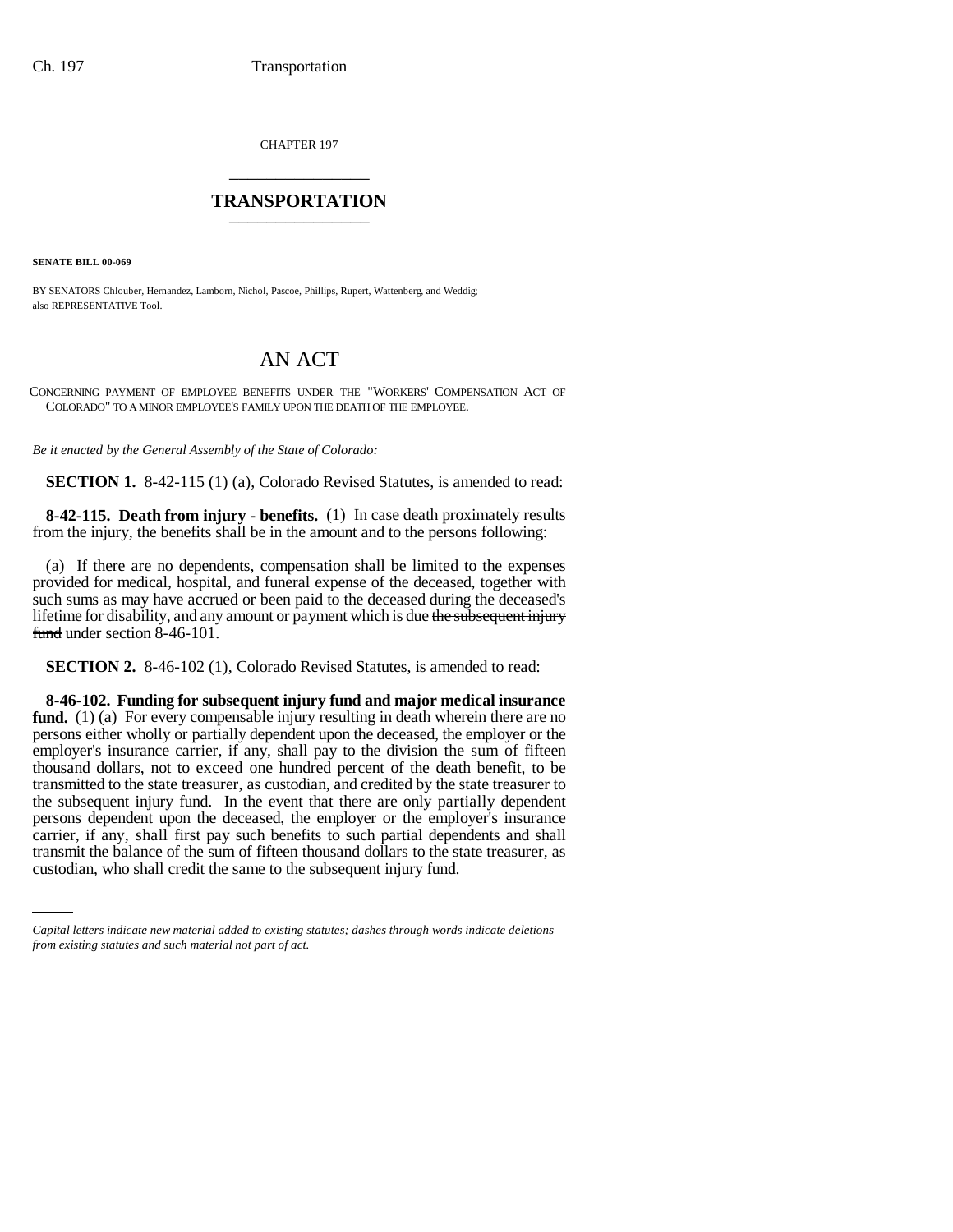CHAPTER 197

# TRANSPORTATION

**SENATE BILL 00-069**

BY SENATORS Chlouber, Hernandez, Lamborn, Nichol, Pascoe, Phillips, Rupert, Wattenberg, and Weddig; also REPRESENTATIVE Tool.

# AN ACT

CONCERNING PAYMENT OF EMPLOYEE BENEFITS UNDER THE "WORKERS' COMPENSATION ACT OF COLORADO" TO A MINOR EMPLOYEE'S FAMILY UPON THE DEATH OF THE EMPLOYEE.

*Be it enacted by the General Assembly of the State of Colorado:*

**SECTION 1.** 8-42-115 (1) (a), Colorado Revised Statutes, is amended to read:

**8-42-115. Death from injury - benefits.** (1) In case death proximately results from the injury, the benefits shall be in the amount and to the persons following:

(a) If there are no dependents, compensation shall be limited to the expenses provided for medical, hospital, and funeral expense of the deceased, together with such sums as may have accrued or been paid to the deceased during the deceased's lifetime for disability, and any amount or payment which is due ~~the subsequent injury fund~~ under section 8-46-101.

**SECTION 2.** 8-46-102 (1), Colorado Revised Statutes, is amended to read:

**8-46-102. Funding for subsequent injury fund and major medical insurance fund.** (1) (a) For every compensable injury resulting in death wherein there are no persons either wholly or partially dependent upon the deceased, the employer or the employer's insurance carrier, if any, shall pay to the division the sum of fifteen thousand dollars, not to exceed one hundred percent of the death benefit, to be transmitted to the state treasurer, as custodian, and credited by the state treasurer to the subsequent injury fund. In the event that there are only partially dependent persons dependent upon the deceased, the employer or the employer's insurance carrier, if any, shall first pay such benefits to such partial dependents and shall transmit the balance of the sum of fifteen thousand dollars to the state treasurer, as custodian, who shall credit the same to the subsequent injury fund.

*Capital letters indicate new material added to existing statutes; dashes through words indicate deletions from existing statutes and such material not part of act.*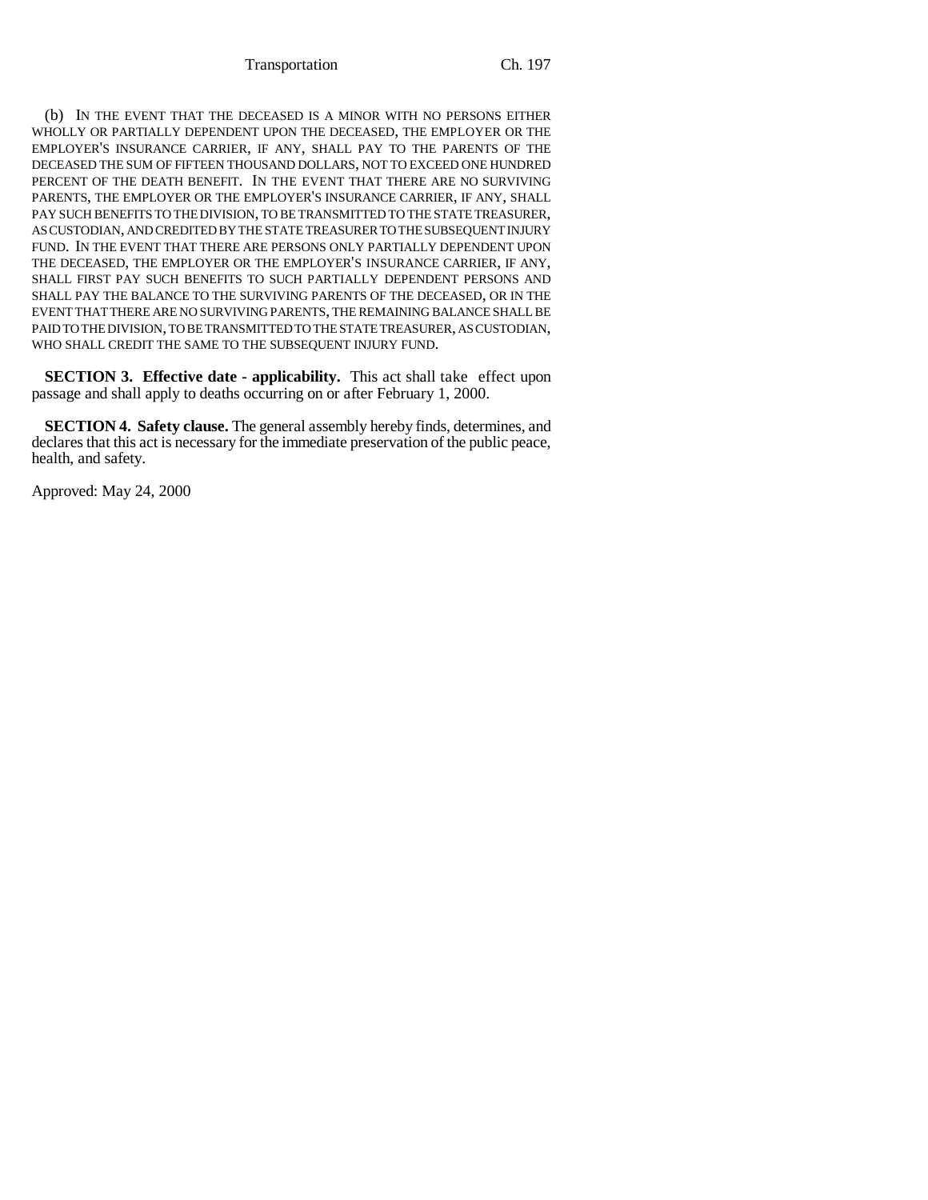(b) IN THE EVENT THAT THE DECEASED IS A MINOR WITH NO PERSONS EITHER WHOLLY OR PARTIALLY DEPENDENT UPON THE DECEASED, THE EMPLOYER OR THE EMPLOYER'S INSURANCE CARRIER, IF ANY, SHALL PAY TO THE PARENTS OF THE DECEASED THE SUM OF FIFTEEN THOUSAND DOLLARS, NOT TO EXCEED ONE HUNDRED PERCENT OF THE DEATH BENEFIT. IN THE EVENT THAT THERE ARE NO SURVIVING PARENTS, THE EMPLOYER OR THE EMPLOYER'S INSURANCE CARRIER, IF ANY, SHALL PAY SUCH BENEFITS TO THE DIVISION, TO BE TRANSMITTED TO THE STATE TREASURER, AS CUSTODIAN, AND CREDITED BY THE STATE TREASURER TO THE SUBSEQUENT INJURY FUND. IN THE EVENT THAT THERE ARE PERSONS ONLY PARTIALLY DEPENDENT UPON THE DECEASED, THE EMPLOYER OR THE EMPLOYER'S INSURANCE CARRIER, IF ANY, SHALL FIRST PAY SUCH BENEFITS TO SUCH PARTIALLY DEPENDENT PERSONS AND SHALL PAY THE BALANCE TO THE SURVIVING PARENTS OF THE DECEASED, OR IN THE EVENT THAT THERE ARE NO SURVIVING PARENTS, THE REMAINING BALANCE SHALL BE PAID TO THE DIVISION, TO BE TRANSMITTED TO THE STATE TREASURER, AS CUSTODIAN, WHO SHALL CREDIT THE SAME TO THE SUBSEQUENT INJURY FUND.

**SECTION 3. Effective date - applicability.** This act shall take effect upon passage and shall apply to deaths occurring on or after February 1, 2000.

**SECTION 4. Safety clause.** The general assembly hereby finds, determines, and declares that this act is necessary for the immediate preservation of the public peace, health, and safety.

Approved: May 24, 2000